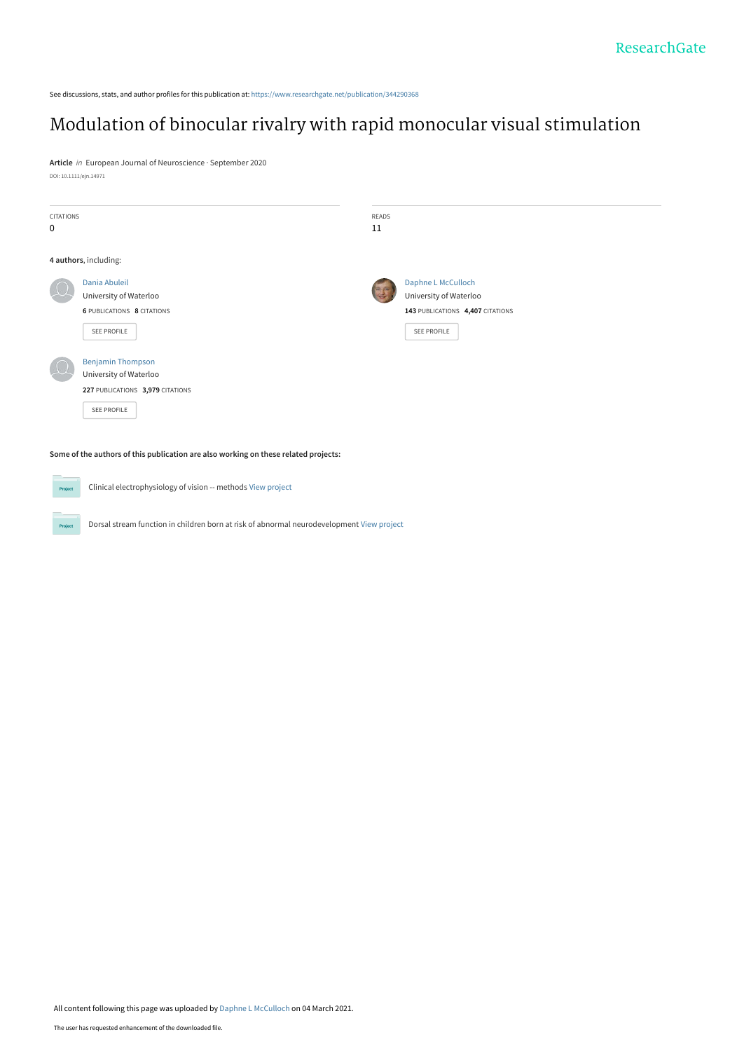ResearchGate

See discussions, stats, and author profiles for this publication at: https://www.researchgate.net/publication/344290368

# Modulation of binocular rivalry with rapid monocular visual stimulation

**Article** *in* European Journal of Neuroscience · September 2020

DOI: 10.1111/ejn.14971

| CITATIONS | READS |
|---|---|
| 0 | 11 |

**4 authors**, including:

Dania Abuleil
University of Waterloo
**6** PUBLICATIONS **8** CITATIONS
SEE PROFILE

Daphne L McCulloch
University of Waterloo
**143** PUBLICATIONS **4,407** CITATIONS
SEE PROFILE

Benjamin Thompson
University of Waterloo
**227** PUBLICATIONS **3,979** CITATIONS
SEE PROFILE

**Some of the authors of this publication are also working on these related projects:**

Clinical electrophysiology of vision -- methods View project

Dorsal stream function in children born at risk of abnormal neurodevelopment View project

All content following this page was uploaded by Daphne L McCulloch on 04 March 2021.

The user has requested enhancement of the downloaded file.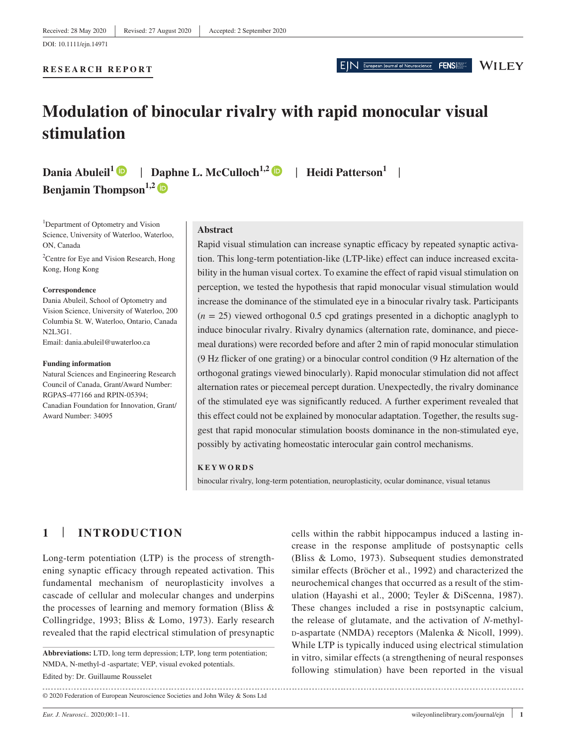Received: 28 May 2020 | Revised: 27 August 2020 | Accepted: 2 September 2020

DOI: 10.1111/ejn.14971

**RESEARCH REPORT**

# Modulation of binocular rivalry with rapid monocular visual stimulation

**Dania Abuleil**[1] | **Daphne L. McCulloch**[1,2] | **Heidi Patterson**[1] | **Benjamin Thompson**[1,2]

[1]Department of Optometry and Vision Science, University of Waterloo, Waterloo, ON, Canada

[2]Centre for Eye and Vision Research, Hong Kong, Hong Kong

**Correspondence**
Dania Abuleil, School of Optometry and Vision Science, University of Waterloo, 200 Columbia St. W, Waterloo, Ontario, Canada N2L3G1.
Email: dania.abuleil@uwaterloo.ca

**Funding information**
Natural Sciences and Engineering Research Council of Canada, Grant/Award Number: RGPAS-477166 and RPIN-05394; Canadian Foundation for Innovation, Grant/Award Number: 34095

## Abstract

Rapid visual stimulation can increase synaptic efficacy by repeated synaptic activation. This long-term potentiation-like (LTP-like) effect can induce increased excitability in the human visual cortex. To examine the effect of rapid visual stimulation on perception, we tested the hypothesis that rapid monocular visual stimulation would increase the dominance of the stimulated eye in a binocular rivalry task. Participants ($n = 25$) viewed orthogonal 0.5 cpd gratings presented in a dichoptic anaglyph to induce binocular rivalry. Rivalry dynamics (alternation rate, dominance, and piecemeal durations) were recorded before and after 2 min of rapid monocular stimulation (9 Hz flicker of one grating) or a binocular control condition (9 Hz alternation of the orthogonal gratings viewed binocularly). Rapid monocular stimulation did not affect alternation rates or piecemeal percept duration. Unexpectedly, the rivalry dominance of the stimulated eye was significantly reduced. A further experiment revealed that this effect could not be explained by monocular adaptation. Together, the results suggest that rapid monocular stimulation boosts dominance in the non-stimulated eye, possibly by activating homeostatic interocular gain control mechanisms.

**KEYWORDS**

binocular rivalry, long-term potentiation, neuroplasticity, ocular dominance, visual tetanus

## 1 | INTRODUCTION

Long-term potentiation (LTP) is the process of strengthening synaptic efficacy through repeated activation. This fundamental mechanism of neuroplasticity involves a cascade of cellular and molecular changes and underpins the processes of learning and memory formation (Bliss & Collingridge, 1993; Bliss & Lomo, 1973). Early research revealed that the rapid electrical stimulation of presynaptic cells within the rabbit hippocampus induced a lasting increase in the response amplitude of postsynaptic cells (Bliss & Lomo, 1973). Subsequent studies demonstrated similar effects (Bröcher et al., 1992) and characterized the neurochemical changes that occurred as a result of the stimulation (Hayashi et al., 2000; Teyler & DiScenna, 1987). These changes included a rise in postsynaptic calcium, the release of glutamate, and the activation of *N*-methyl-D-aspartate (NMDA) receptors (Malenka & Nicoll, 1999). While LTP is typically induced using electrical stimulation in vitro, similar effects (a strengthening of neural responses following stimulation) have been reported in the visual

**Abbreviations:** LTD, long term depression; LTP, long term potentiation; NMDA, N-methyl-d -aspartate; VEP, visual evoked potentials.

Edited by: Dr. Guillaume Rousselet

© 2020 Federation of European Neuroscience Societies and John Wiley & Sons Ltd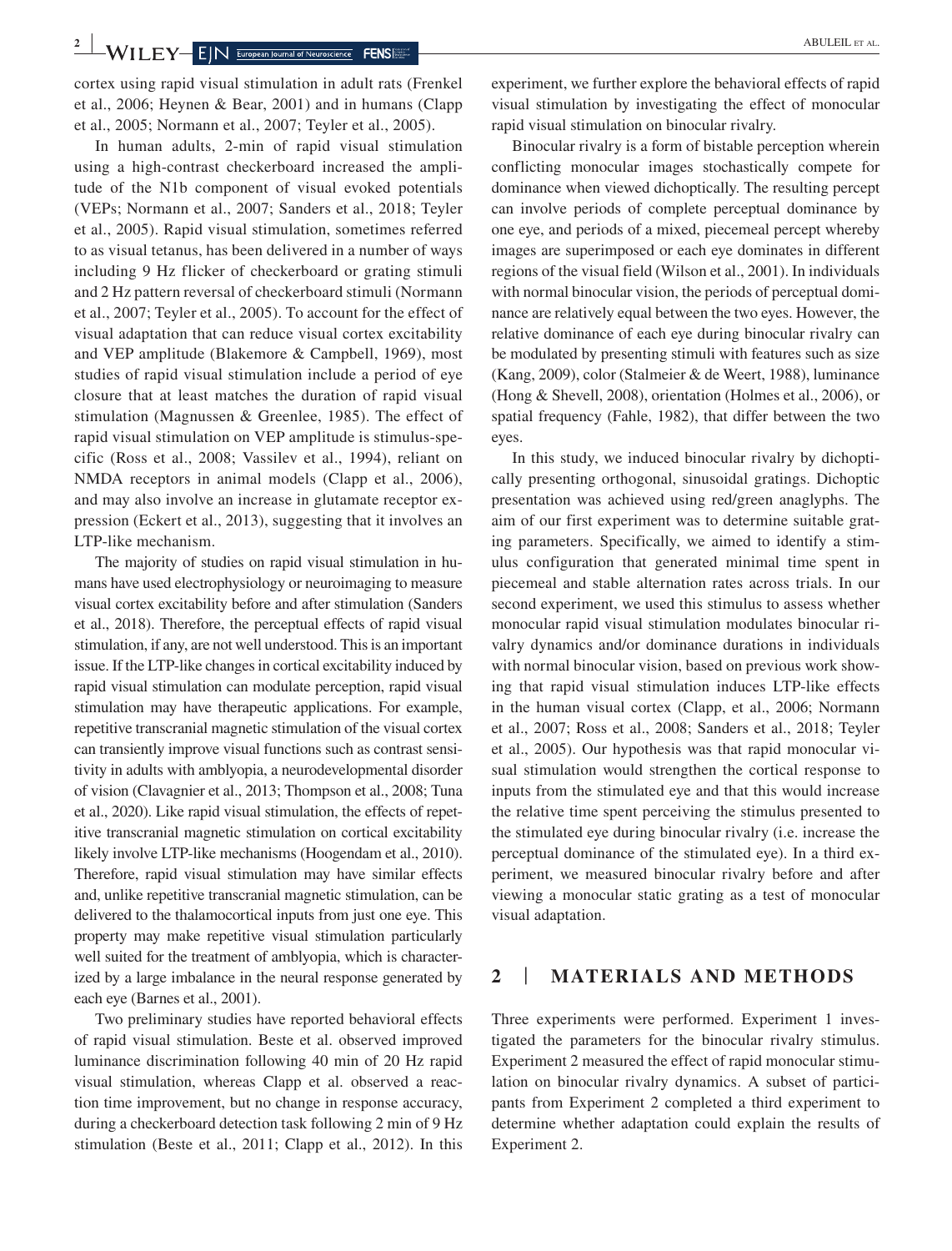cortex using rapid visual stimulation in adult rats (Frenkel et al., 2006; Heynen & Bear, 2001) and in humans (Clapp et al., 2005; Normann et al., 2007; Teyler et al., 2005).

In human adults, 2-min of rapid visual stimulation using a high-contrast checkerboard increased the amplitude of the N1b component of visual evoked potentials (VEPs; Normann et al., 2007; Sanders et al., 2018; Teyler et al., 2005). Rapid visual stimulation, sometimes referred to as visual tetanus, has been delivered in a number of ways including 9 Hz flicker of checkerboard or grating stimuli and 2 Hz pattern reversal of checkerboard stimuli (Normann et al., 2007; Teyler et al., 2005). To account for the effect of visual adaptation that can reduce visual cortex excitability and VEP amplitude (Blakemore & Campbell, 1969), most studies of rapid visual stimulation include a period of eye closure that at least matches the duration of rapid visual stimulation (Magnussen & Greenlee, 1985). The effect of rapid visual stimulation on VEP amplitude is stimulus-specific (Ross et al., 2008; Vassilev et al., 1994), reliant on NMDA receptors in animal models (Clapp et al., 2006), and may also involve an increase in glutamate receptor expression (Eckert et al., 2013), suggesting that it involves an LTP-like mechanism.

The majority of studies on rapid visual stimulation in humans have used electrophysiology or neuroimaging to measure visual cortex excitability before and after stimulation (Sanders et al., 2018). Therefore, the perceptual effects of rapid visual stimulation, if any, are not well understood. This is an important issue. If the LTP-like changes in cortical excitability induced by rapid visual stimulation can modulate perception, rapid visual stimulation may have therapeutic applications. For example, repetitive transcranial magnetic stimulation of the visual cortex can transiently improve visual functions such as contrast sensitivity in adults with amblyopia, a neurodevelopmental disorder of vision (Clavagnier et al., 2013; Thompson et al., 2008; Tuna et al., 2020). Like rapid visual stimulation, the effects of repetitive transcranial magnetic stimulation on cortical excitability likely involve LTP-like mechanisms (Hoogendam et al., 2010). Therefore, rapid visual stimulation may have similar effects and, unlike repetitive transcranial magnetic stimulation, can be delivered to the thalamocortical inputs from just one eye. This property may make repetitive visual stimulation particularly well suited for the treatment of amblyopia, which is characterized by a large imbalance in the neural response generated by each eye (Barnes et al., 2001).

Two preliminary studies have reported behavioral effects of rapid visual stimulation. Beste et al. observed improved luminance discrimination following 40 min of 20 Hz rapid visual stimulation, whereas Clapp et al. observed a reaction time improvement, but no change in response accuracy, during a checkerboard detection task following 2 min of 9 Hz stimulation (Beste et al., 2011; Clapp et al., 2012). In this experiment, we further explore the behavioral effects of rapid visual stimulation by investigating the effect of monocular rapid visual stimulation on binocular rivalry.

Binocular rivalry is a form of bistable perception wherein conflicting monocular images stochastically compete for dominance when viewed dichoptically. The resulting percept can involve periods of complete perceptual dominance by one eye, and periods of a mixed, piecemeal percept whereby images are superimposed or each eye dominates in different regions of the visual field (Wilson et al., 2001). In individuals with normal binocular vision, the periods of perceptual dominance are relatively equal between the two eyes. However, the relative dominance of each eye during binocular rivalry can be modulated by presenting stimuli with features such as size (Kang, 2009), color (Stalmeier & de Weert, 1988), luminance (Hong & Shevell, 2008), orientation (Holmes et al., 2006), or spatial frequency (Fahle, 1982), that differ between the two eyes.

In this study, we induced binocular rivalry by dichoptically presenting orthogonal, sinusoidal gratings. Dichoptic presentation was achieved using red/green anaglyphs. The aim of our first experiment was to determine suitable grating parameters. Specifically, we aimed to identify a stimulus configuration that generated minimal time spent in piecemeal and stable alternation rates across trials. In our second experiment, we used this stimulus to assess whether monocular rapid visual stimulation modulates binocular rivalry dynamics and/or dominance durations in individuals with normal binocular vision, based on previous work showing that rapid visual stimulation induces LTP-like effects in the human visual cortex (Clapp, et al., 2006; Normann et al., 2007; Ross et al., 2008; Sanders et al., 2018; Teyler et al., 2005). Our hypothesis was that rapid monocular visual stimulation would strengthen the cortical response to inputs from the stimulated eye and that this would increase the relative time spent perceiving the stimulus presented to the stimulated eye during binocular rivalry (i.e. increase the perceptual dominance of the stimulated eye). In a third experiment, we measured binocular rivalry before and after viewing a monocular static grating as a test of monocular visual adaptation.

## 2 | MATERIALS AND METHODS

Three experiments were performed. Experiment 1 investigated the parameters for the binocular rivalry stimulus. Experiment 2 measured the effect of rapid monocular stimulation on binocular rivalry dynamics. A subset of participants from Experiment 2 completed a third experiment to determine whether adaptation could explain the results of Experiment 2.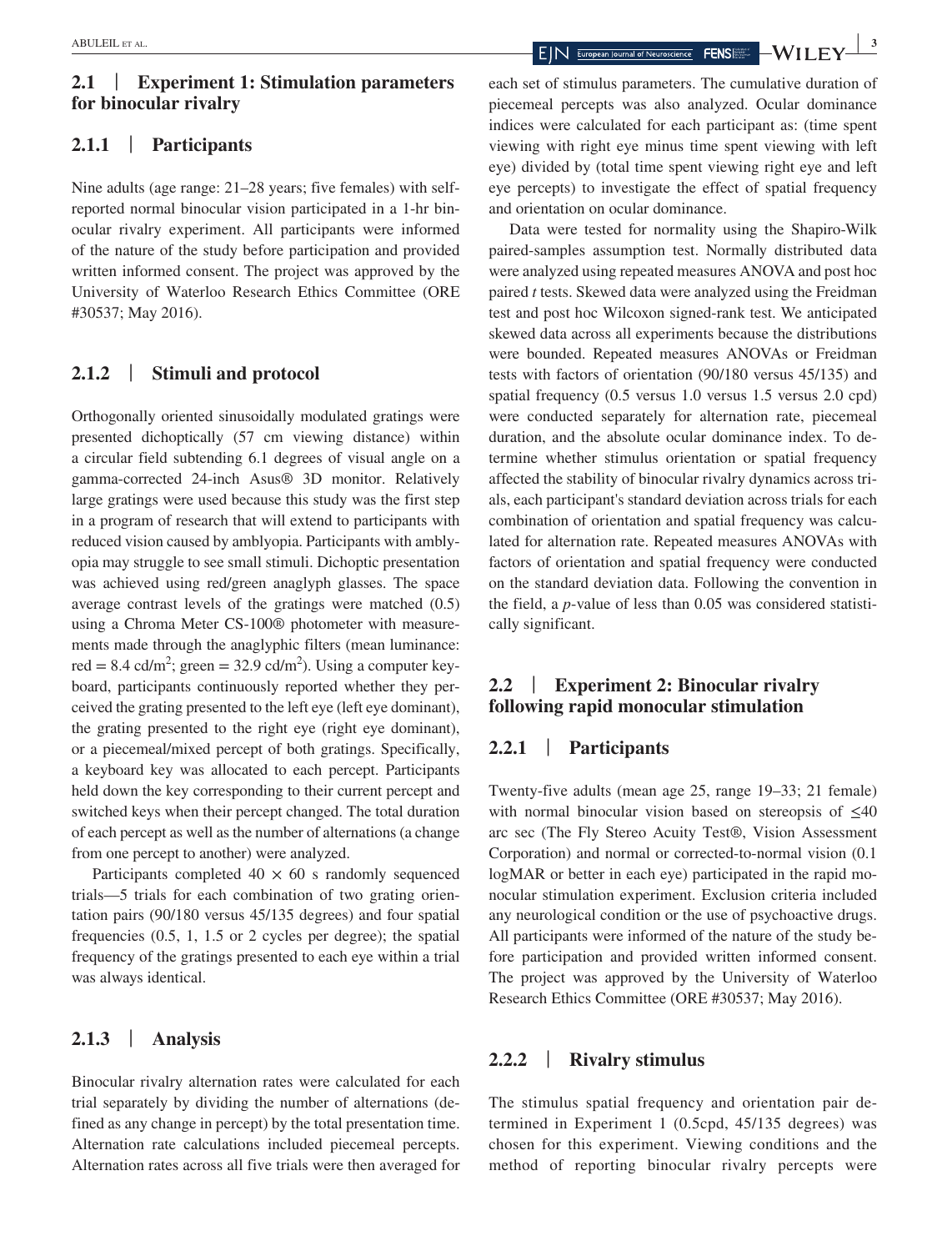## 2.1 | Experiment 1: Stimulation parameters for binocular rivalry

### 2.1.1 | Participants

Nine adults (age range: 21–28 years; five females) with self-reported normal binocular vision participated in a 1-hr binocular rivalry experiment. All participants were informed of the nature of the study before participation and provided written informed consent. The project was approved by the University of Waterloo Research Ethics Committee (ORE #30537; May 2016).

### 2.1.2 | Stimuli and protocol

Orthogonally oriented sinusoidally modulated gratings were presented dichoptically (57 cm viewing distance) within a circular field subtending 6.1 degrees of visual angle on a gamma-corrected 24-inch Asus® 3D monitor. Relatively large gratings were used because this study was the first step in a program of research that will extend to participants with reduced vision caused by amblyopia. Participants with amblyopia may struggle to see small stimuli. Dichoptic presentation was achieved using red/green anaglyph glasses. The space average contrast levels of the gratings were matched (0.5) using a Chroma Meter CS-100® photometer with measurements made through the anaglyphic filters (mean luminance: red = 8.4 cd/m$^2$; green = 32.9 cd/m$^2$). Using a computer keyboard, participants continuously reported whether they perceived the grating presented to the left eye (left eye dominant), the grating presented to the right eye (right eye dominant), or a piecemeal/mixed percept of both gratings. Specifically, a keyboard key was allocated to each percept. Participants held down the key corresponding to their current percept and switched keys when their percept changed. The total duration of each percept as well as the number of alternations (a change from one percept to another) were analyzed.

Participants completed 40 × 60 s randomly sequenced trials—5 trials for each combination of two grating orientation pairs (90/180 versus 45/135 degrees) and four spatial frequencies (0.5, 1, 1.5 or 2 cycles per degree); the spatial frequency of the gratings presented to each eye within a trial was always identical.

### 2.1.3 | Analysis

Binocular rivalry alternation rates were calculated for each trial separately by dividing the number of alternations (defined as any change in percept) by the total presentation time. Alternation rate calculations included piecemeal percepts. Alternation rates across all five trials were then averaged for each set of stimulus parameters. The cumulative duration of piecemeal percepts was also analyzed. Ocular dominance indices were calculated for each participant as: (time spent viewing with right eye minus time spent viewing with left eye) divided by (total time spent viewing right eye and left eye percepts) to investigate the effect of spatial frequency and orientation on ocular dominance.

Data were tested for normality using the Shapiro-Wilk paired-samples assumption test. Normally distributed data were analyzed using repeated measures ANOVA and post hoc paired *t* tests. Skewed data were analyzed using the Freidman test and post hoc Wilcoxon signed-rank test. We anticipated skewed data across all experiments because the distributions were bounded. Repeated measures ANOVAs or Freidman tests with factors of orientation (90/180 versus 45/135) and spatial frequency (0.5 versus 1.0 versus 1.5 versus 2.0 cpd) were conducted separately for alternation rate, piecemeal duration, and the absolute ocular dominance index. To determine whether stimulus orientation or spatial frequency affected the stability of binocular rivalry dynamics across trials, each participant's standard deviation across trials for each combination of orientation and spatial frequency was calculated for alternation rate. Repeated measures ANOVAs with factors of orientation and spatial frequency were conducted on the standard deviation data. Following the convention in the field, a *p*-value of less than 0.05 was considered statistically significant.

## 2.2 | Experiment 2: Binocular rivalry following rapid monocular stimulation

### 2.2.1 | Participants

Twenty-five adults (mean age 25, range 19–33; 21 female) with normal binocular vision based on stereopsis of ≤40 arc sec (The Fly Stereo Acuity Test®, Vision Assessment Corporation) and normal or corrected-to-normal vision (0.1 logMAR or better in each eye) participated in the rapid monocular stimulation experiment. Exclusion criteria included any neurological condition or the use of psychoactive drugs. All participants were informed of the nature of the study before participation and provided written informed consent. The project was approved by the University of Waterloo Research Ethics Committee (ORE #30537; May 2016).

### 2.2.2 | Rivalry stimulus

The stimulus spatial frequency and orientation pair determined in Experiment 1 (0.5cpd, 45/135 degrees) was chosen for this experiment. Viewing conditions and the method of reporting binocular rivalry percepts were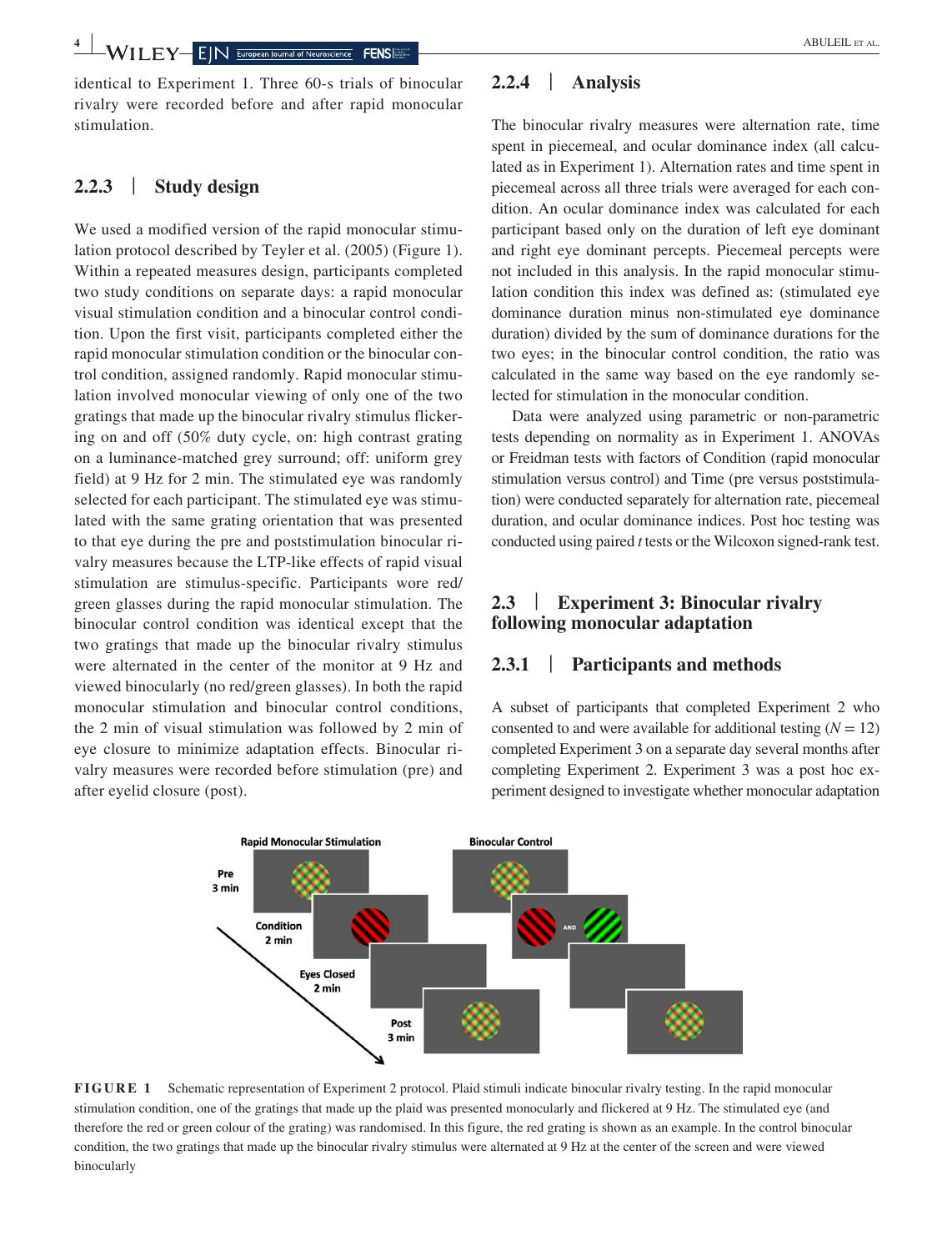identical to Experiment 1. Three 60-s trials of binocular rivalry were recorded before and after rapid monocular stimulation.

### 2.2.3 | Study design

We used a modified version of the rapid monocular stimulation protocol described by Teyler et al. (2005) (Figure 1). Within a repeated measures design, participants completed two study conditions on separate days: a rapid monocular visual stimulation condition and a binocular control condition. Upon the first visit, participants completed either the rapid monocular stimulation condition or the binocular control condition, assigned randomly. Rapid monocular stimulation involved monocular viewing of only one of the two gratings that made up the binocular rivalry stimulus flickering on and off (50% duty cycle, on: high contrast grating on a luminance-matched grey surround; off: uniform grey field) at 9 Hz for 2 min. The stimulated eye was randomly selected for each participant. The stimulated eye was stimulated with the same grating orientation that was presented to that eye during the pre and poststimulation binocular rivalry measures because the LTP-like effects of rapid visual stimulation are stimulus-specific. Participants wore red/green glasses during the rapid monocular stimulation. The binocular control condition was identical except that the two gratings that made up the binocular rivalry stimulus were alternated in the center of the monitor at 9 Hz and viewed binocularly (no red/green glasses). In both the rapid monocular stimulation and binocular control conditions, the 2 min of visual stimulation was followed by 2 min of eye closure to minimize adaptation effects. Binocular rivalry measures were recorded before stimulation (pre) and after eyelid closure (post).

### 2.2.4 | Analysis

The binocular rivalry measures were alternation rate, time spent in piecemeal, and ocular dominance index (all calculated as in Experiment 1). Alternation rates and time spent in piecemeal across all three trials were averaged for each condition. An ocular dominance index was calculated for each participant based only on the duration of left eye dominant and right eye dominant percepts. Piecemeal percepts were not included in this analysis. In the rapid monocular stimulation condition this index was defined as: (stimulated eye dominance duration minus non-stimulated eye dominance duration) divided by the sum of dominance durations for the two eyes; in the binocular control condition, the ratio was calculated in the same way based on the eye randomly selected for stimulation in the monocular condition.

Data were analyzed using parametric or non-parametric tests depending on normality as in Experiment 1. ANOVAs or Freidman tests with factors of Condition (rapid monocular stimulation versus control) and Time (pre versus poststimulation) were conducted separately for alternation rate, piecemeal duration, and ocular dominance indices. Post hoc testing was conducted using paired *t* tests or the Wilcoxon signed-rank test.

## 2.3 | Experiment 3: Binocular rivalry following monocular adaptation

### 2.3.1 | Participants and methods

A subset of participants that completed Experiment 2 who consented to and were available for additional testing ($N = 12$) completed Experiment 3 on a separate day several months after completing Experiment 2. Experiment 3 was a post hoc experiment designed to investigate whether monocular adaptation

**FIGURE 1** Schematic representation of Experiment 2 protocol. Plaid stimuli indicate binocular rivalry testing. In the rapid monocular stimulation condition, one of the gratings that made up the plaid was presented monocularly and flickered at 9 Hz. The stimulated eye (and therefore the red or green colour of the grating) was randomised. In this figure, the red grating is shown as an example. In the control binocular condition, the two gratings that made up the binocular rivalry stimulus were alternated at 9 Hz at the center of the screen and were viewed binocularly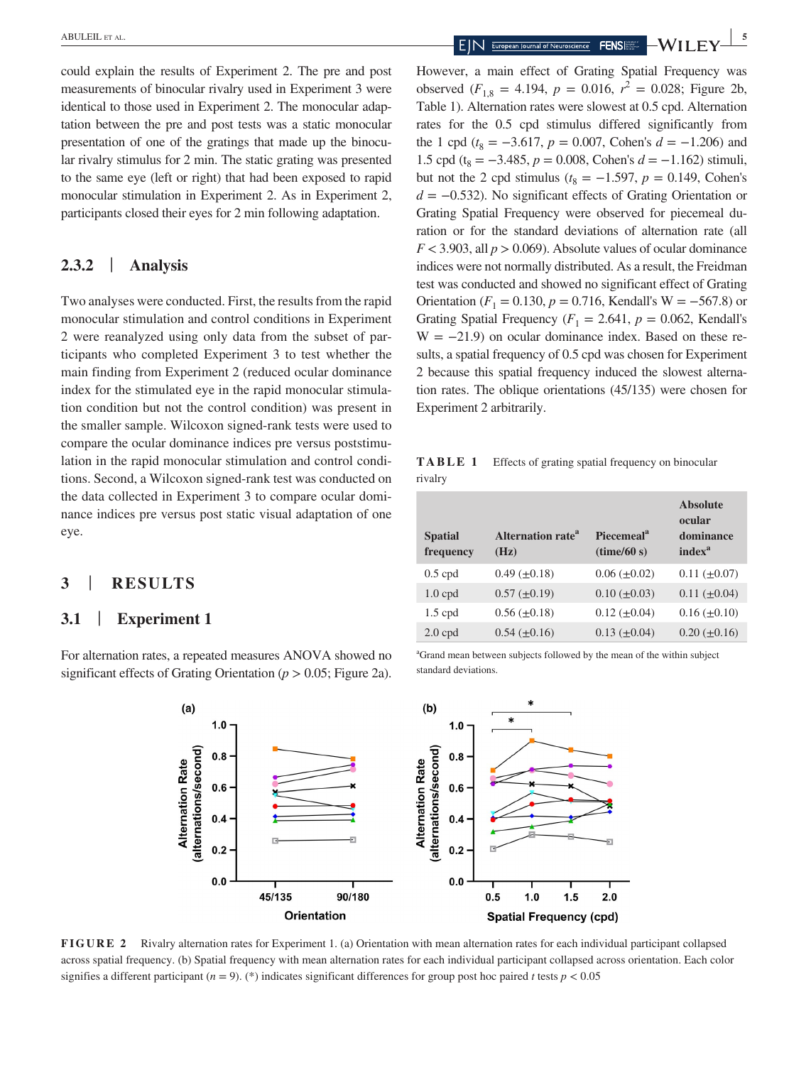could explain the results of Experiment 2. The pre and post measurements of binocular rivalry used in Experiment 3 were identical to those used in Experiment 2. The monocular adaptation between the pre and post tests was a static monocular presentation of one of the gratings that made up the binocular rivalry stimulus for 2 min. The static grating was presented to the same eye (left or right) that had been exposed to rapid monocular stimulation in Experiment 2. As in Experiment 2, participants closed their eyes for 2 min following adaptation.

### 2.3.2 | Analysis

Two analyses were conducted. First, the results from the rapid monocular stimulation and control conditions in Experiment 2 were reanalyzed using only data from the subset of participants who completed Experiment 3 to test whether the main finding from Experiment 2 (reduced ocular dominance index for the stimulated eye in the rapid monocular stimulation condition but not the control condition) was present in the smaller sample. Wilcoxon signed-rank tests were used to compare the ocular dominance indices pre versus poststimulation in the rapid monocular stimulation and control conditions. Second, a Wilcoxon signed-rank test was conducted on the data collected in Experiment 3 to compare ocular dominance indices pre versus post static visual adaptation of one eye.

# 3 | RESULTS

## 3.1 | Experiment 1

For alternation rates, a repeated measures ANOVA showed no significant effects of Grating Orientation ($p > 0.05$; Figure 2a). However, a main effect of Grating Spatial Frequency was observed ($F_{1,8} = 4.194$, $p = 0.016$, $r^2 = 0.028$; Figure 2b, Table 1). Alternation rates were slowest at 0.5 cpd. Alternation rates for the 0.5 cpd stimulus differed significantly from the 1 cpd ($t_8 = -3.617$, $p = 0.007$, Cohen's $d = -1.206$) and 1.5 cpd ($t_8 = -3.485$, $p = 0.008$, Cohen's $d = -1.162$) stimuli, but not the 2 cpd stimulus ($t_8 = -1.597$, $p = 0.149$, Cohen's $d = -0.532$). No significant effects of Grating Orientation or Grating Spatial Frequency were observed for piecemeal duration or for the standard deviations of alternation rate (all $F < 3.903$, all $p > 0.069$). Absolute values of ocular dominance indices were not normally distributed. As a result, the Freidman test was conducted and showed no significant effect of Grating Orientation ($F_1 = 0.130$, $p = 0.716$, Kendall's W = −567.8) or Grating Spatial Frequency ($F_1 = 2.641$, $p = 0.062$, Kendall's W = −21.9) on ocular dominance index. Based on these results, a spatial frequency of 0.5 cpd was chosen for Experiment 2 because this spatial frequency induced the slowest alternation rates. The oblique orientations (45/135) were chosen for Experiment 2 arbitrarily.

**TABLE 1** Effects of grating spatial frequency on binocular rivalry

| Spatial frequency | Alternation rate[a] (Hz) | Piecemeal[a] (time/60 s) | Absolute ocular dominance index[a] |
|---|---|---|---|
| 0.5 cpd | 0.49 (±0.18) | 0.06 (±0.02) | 0.11 (±0.07) |
| 1.0 cpd | 0.57 (±0.19) | 0.10 (±0.03) | 0.11 (±0.04) |
| 1.5 cpd | 0.56 (±0.18) | 0.12 (±0.04) | 0.16 (±0.10) |
| 2.0 cpd | 0.54 (±0.16) | 0.13 (±0.04) | 0.20 (±0.16) |

[a]Grand mean between subjects followed by the mean of the within subject standard deviations.

**FIGURE 2** Rivalry alternation rates for Experiment 1. (a) Orientation with mean alternation rates for each individual participant collapsed across spatial frequency. (b) Spatial frequency with mean alternation rates for each individual participant collapsed across orientation. Each color signifies a different participant ($n = 9$). (*) indicates significant differences for group post hoc paired $t$ tests $p < 0.05$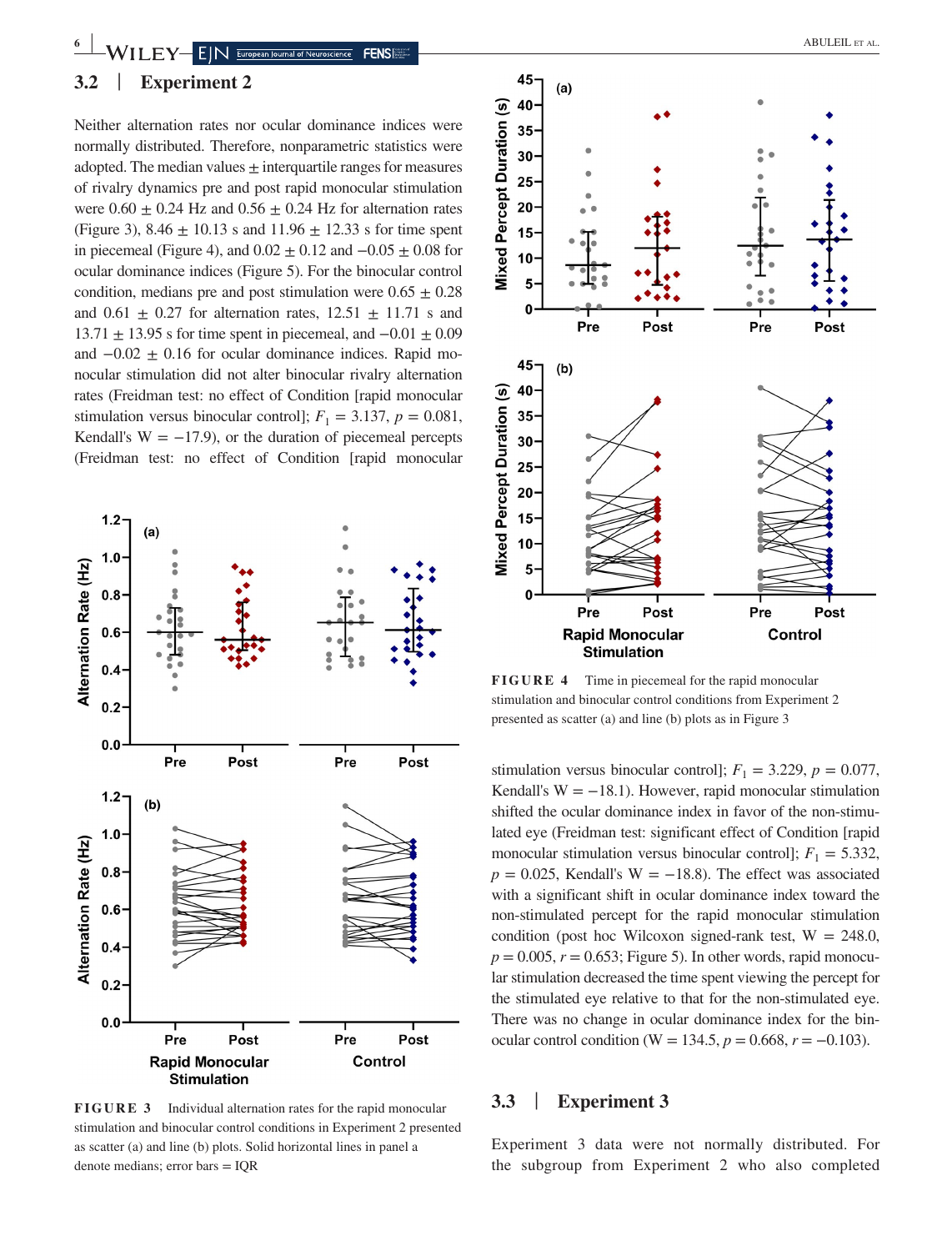## 3.2 | Experiment 2

Neither alternation rates nor ocular dominance indices were normally distributed. Therefore, nonparametric statistics were adopted. The median values ± interquartile ranges for measures of rivalry dynamics pre and post rapid monocular stimulation were 0.60 ± 0.24 Hz and 0.56 ± 0.24 Hz for alternation rates (Figure 3), 8.46 ± 10.13 s and 11.96 ± 12.33 s for time spent in piecemeal (Figure 4), and 0.02 ± 0.12 and −0.05 ± 0.08 for ocular dominance indices (Figure 5). For the binocular control condition, medians pre and post stimulation were 0.65 ± 0.28 and 0.61 ± 0.27 for alternation rates, 12.51 ± 11.71 s and 13.71 ± 13.95 s for time spent in piecemeal, and −0.01 ± 0.09 and −0.02 ± 0.16 for ocular dominance indices. Rapid monocular stimulation did not alter binocular rivalry alternation rates (Freidman test: no effect of Condition [rapid monocular stimulation versus binocular control]; $F_1 = 3.137$, $p = 0.081$, Kendall's W = −17.9), or the duration of piecemeal percepts (Freidman test: no effect of Condition [rapid monocular stimulation versus binocular control]; $F_1 = 3.229$, $p = 0.077$, Kendall's W = −18.1). However, rapid monocular stimulation shifted the ocular dominance index in favor of the non-stimulated eye (Freidman test: significant effect of Condition [rapid monocular stimulation versus binocular control]; $F_1 = 5.332$, $p = 0.025$, Kendall's W = −18.8). The effect was associated with a significant shift in ocular dominance index toward the non-stimulated percept for the rapid monocular stimulation condition (post hoc Wilcoxon signed-rank test, W = 248.0, $p = 0.005$, $r = 0.653$; Figure 5). In other words, rapid monocular stimulation decreased the time spent viewing the percept for the stimulated eye relative to that for the non-stimulated eye. There was no change in ocular dominance index for the binocular control condition (W = 134.5, $p = 0.668$, $r = -0.103$).

**FIGURE 3** Individual alternation rates for the rapid monocular stimulation and binocular control conditions in Experiment 2 presented as scatter (a) and line (b) plots. Solid horizontal lines in panel a denote medians; error bars = IQR

**FIGURE 4** Time in piecemeal for the rapid monocular stimulation and binocular control conditions from Experiment 2 presented as scatter (a) and line (b) plots as in Figure 3

## 3.3 | Experiment 3

Experiment 3 data were not normally distributed. For the subgroup from Experiment 2 who also completed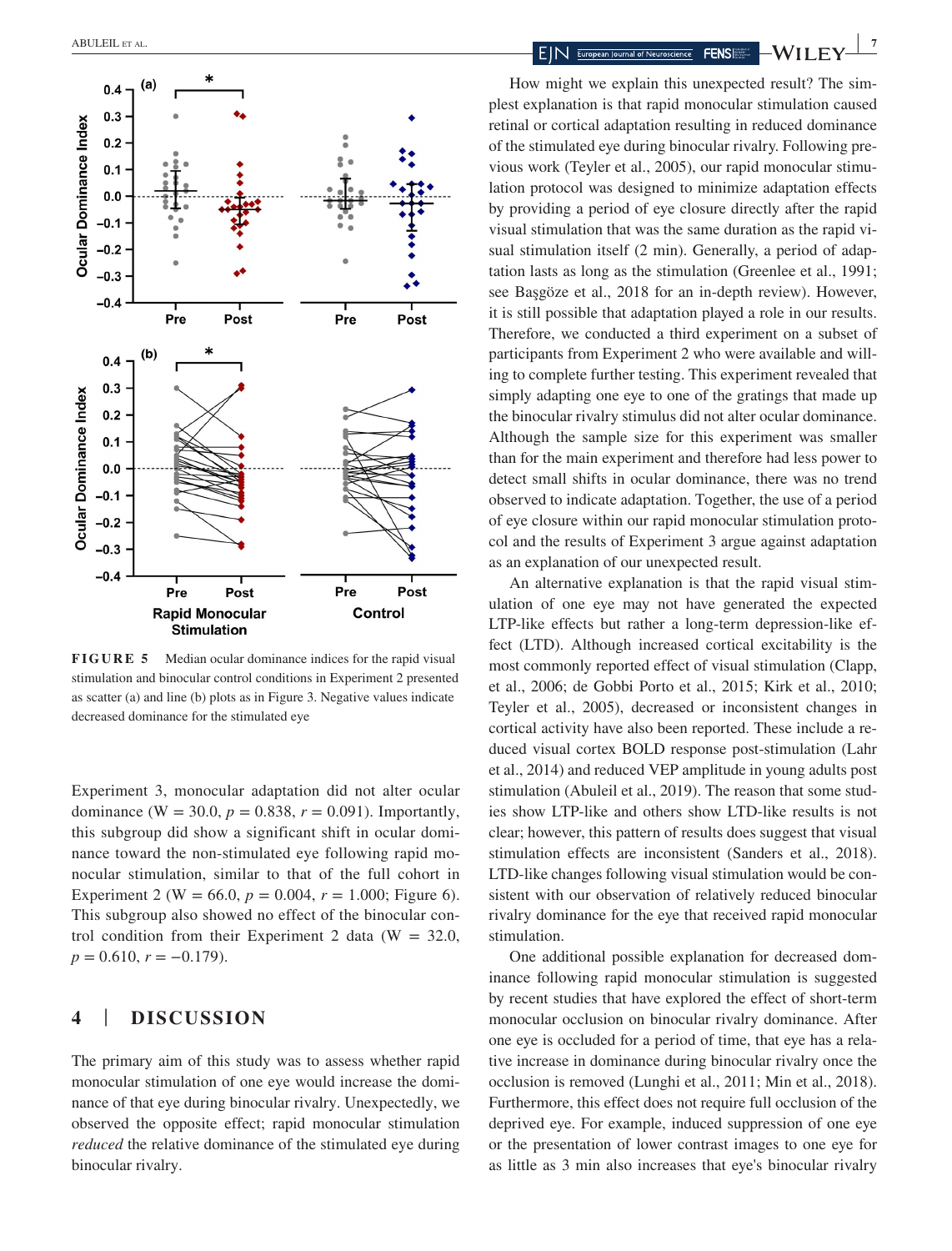**FIGURE 5** Median ocular dominance indices for the rapid visual stimulation and binocular control conditions in Experiment 2 presented as scatter (a) and line (b) plots as in Figure 3. Negative values indicate decreased dominance for the stimulated eye

Experiment 3, monocular adaptation did not alter ocular dominance (W = 30.0, $p = 0.838$, $r = 0.091$). Importantly, this subgroup did show a significant shift in ocular dominance toward the non-stimulated eye following rapid monocular stimulation, similar to that of the full cohort in Experiment 2 (W = 66.0, $p = 0.004$, $r = 1.000$; Figure 6). This subgroup also showed no effect of the binocular control condition from their Experiment 2 data (W = 32.0, $p = 0.610$, $r = -0.179$).

## 4 | DISCUSSION

The primary aim of this study was to assess whether rapid monocular stimulation of one eye would increase the dominance of that eye during binocular rivalry. Unexpectedly, we observed the opposite effect; rapid monocular stimulation *reduced* the relative dominance of the stimulated eye during binocular rivalry.

How might we explain this unexpected result? The simplest explanation is that rapid monocular stimulation caused retinal or cortical adaptation resulting in reduced dominance of the stimulated eye during binocular rivalry. Following previous work (Teyler et al., 2005), our rapid monocular stimulation protocol was designed to minimize adaptation effects by providing a period of eye closure directly after the rapid visual stimulation that was the same duration as the rapid visual stimulation itself (2 min). Generally, a period of adaptation lasts as long as the stimulation (Greenlee et al., 1991; see Başgöze et al., 2018 for an in-depth review). However, it is still possible that adaptation played a role in our results. Therefore, we conducted a third experiment on a subset of participants from Experiment 2 who were available and willing to complete further testing. This experiment revealed that simply adapting one eye to one of the gratings that made up the binocular rivalry stimulus did not alter ocular dominance. Although the sample size for this experiment was smaller than for the main experiment and therefore had less power to detect small shifts in ocular dominance, there was no trend observed to indicate adaptation. Together, the use of a period of eye closure within our rapid monocular stimulation protocol and the results of Experiment 3 argue against adaptation as an explanation of our unexpected result.

An alternative explanation is that the rapid visual stimulation of one eye may not have generated the expected LTP-like effects but rather a long-term depression-like effect (LTD). Although increased cortical excitability is the most commonly reported effect of visual stimulation (Clapp, et al., 2006; de Gobbi Porto et al., 2015; Kirk et al., 2010; Teyler et al., 2005), decreased or inconsistent changes in cortical activity have also been reported. These include a reduced visual cortex BOLD response post-stimulation (Lahr et al., 2014) and reduced VEP amplitude in young adults post stimulation (Abuleil et al., 2019). The reason that some studies show LTP-like and others show LTD-like results is not clear; however, this pattern of results does suggest that visual stimulation effects are inconsistent (Sanders et al., 2018). LTD-like changes following visual stimulation would be consistent with our observation of relatively reduced binocular rivalry dominance for the eye that received rapid monocular stimulation.

One additional possible explanation for decreased dominance following rapid monocular stimulation is suggested by recent studies that have explored the effect of short-term monocular occlusion on binocular rivalry dominance. After one eye is occluded for a period of time, that eye has a relative increase in dominance during binocular rivalry once the occlusion is removed (Lunghi et al., 2011; Min et al., 2018). Furthermore, this effect does not require full occlusion of the deprived eye. For example, induced suppression of one eye or the presentation of lower contrast images to one eye for as little as 3 min also increases that eye's binocular rivalry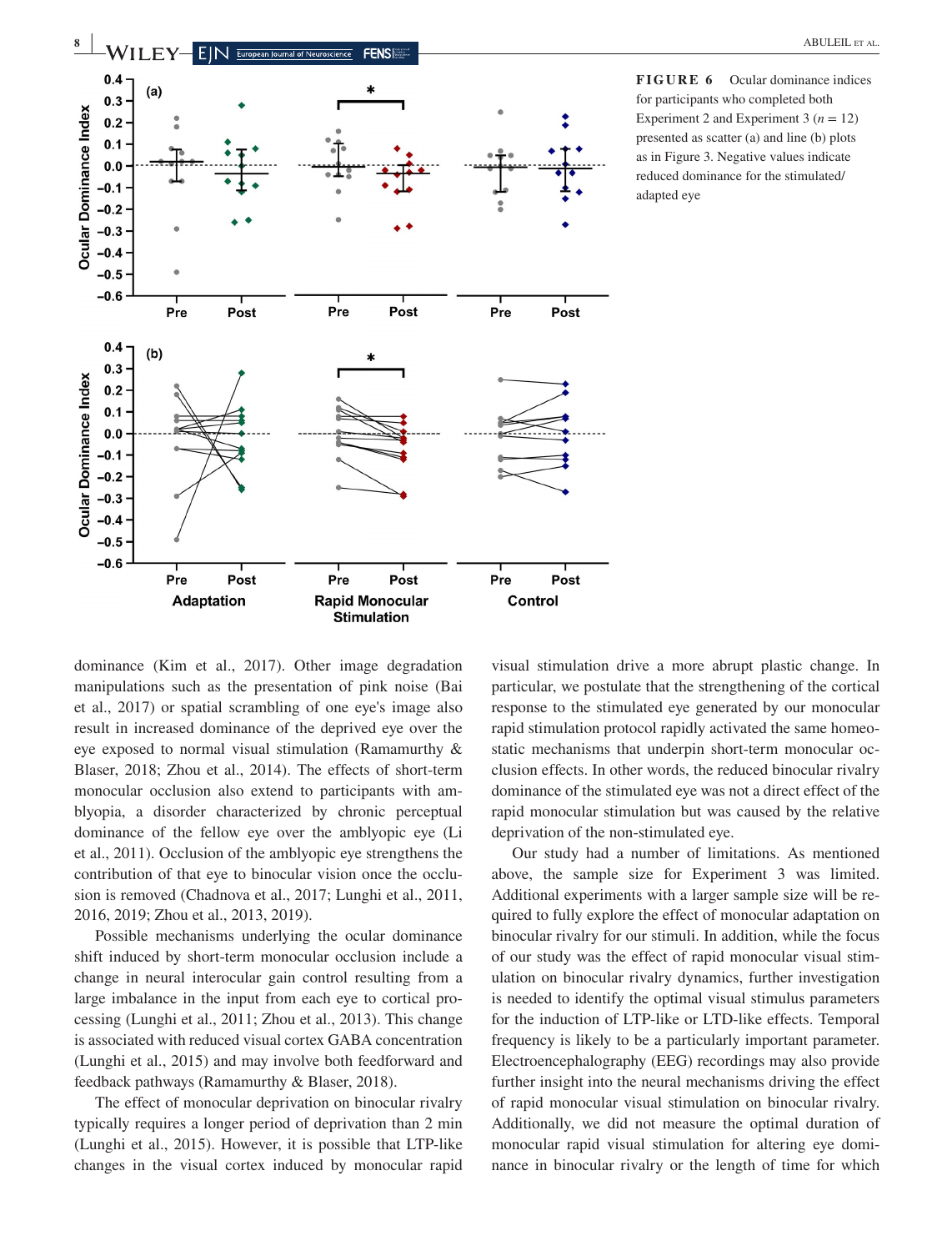**FIGURE 6** Ocular dominance indices for participants who completed both Experiment 2 and Experiment 3 ($n = 12$) presented as scatter (a) and line (b) plots as in Figure 3. Negative values indicate reduced dominance for the stimulated/adapted eye

dominance (Kim et al., 2017). Other image degradation manipulations such as the presentation of pink noise (Bai et al., 2017) or spatial scrambling of one eye's image also result in increased dominance of the deprived eye over the eye exposed to normal visual stimulation (Ramamurthy & Blaser, 2018; Zhou et al., 2014). The effects of short-term monocular occlusion also extend to participants with amblyopia, a disorder characterized by chronic perceptual dominance of the fellow eye over the amblyopic eye (Li et al., 2011). Occlusion of the amblyopic eye strengthens the contribution of that eye to binocular vision once the occlusion is removed (Chadnova et al., 2017; Lunghi et al., 2011, 2016, 2019; Zhou et al., 2013, 2019).

Possible mechanisms underlying the ocular dominance shift induced by short-term monocular occlusion include a change in neural interocular gain control resulting from a large imbalance in the input from each eye to cortical processing (Lunghi et al., 2011; Zhou et al., 2013). This change is associated with reduced visual cortex GABA concentration (Lunghi et al., 2015) and may involve both feedforward and feedback pathways (Ramamurthy & Blaser, 2018).

The effect of monocular deprivation on binocular rivalry typically requires a longer period of deprivation than 2 min (Lunghi et al., 2015). However, it is possible that LTP-like changes in the visual cortex induced by monocular rapid visual stimulation drive a more abrupt plastic change. In particular, we postulate that the strengthening of the cortical response to the stimulated eye generated by our monocular rapid stimulation protocol rapidly activated the same homeostatic mechanisms that underpin short-term monocular occlusion effects. In other words, the reduced binocular rivalry dominance of the stimulated eye was not a direct effect of the rapid monocular stimulation but was caused by the relative deprivation of the non-stimulated eye.

Our study had a number of limitations. As mentioned above, the sample size for Experiment 3 was limited. Additional experiments with a larger sample size will be required to fully explore the effect of monocular adaptation on binocular rivalry for our stimuli. In addition, while the focus of our study was the effect of rapid monocular visual stimulation on binocular rivalry dynamics, further investigation is needed to identify the optimal visual stimulus parameters for the induction of LTP-like or LTD-like effects. Temporal frequency is likely to be a particularly important parameter. Electroencephalography (EEG) recordings may also provide further insight into the neural mechanisms driving the effect of rapid monocular visual stimulation on binocular rivalry. Additionally, we did not measure the optimal duration of monocular rapid visual stimulation for altering eye dominance in binocular rivalry or the length of time for which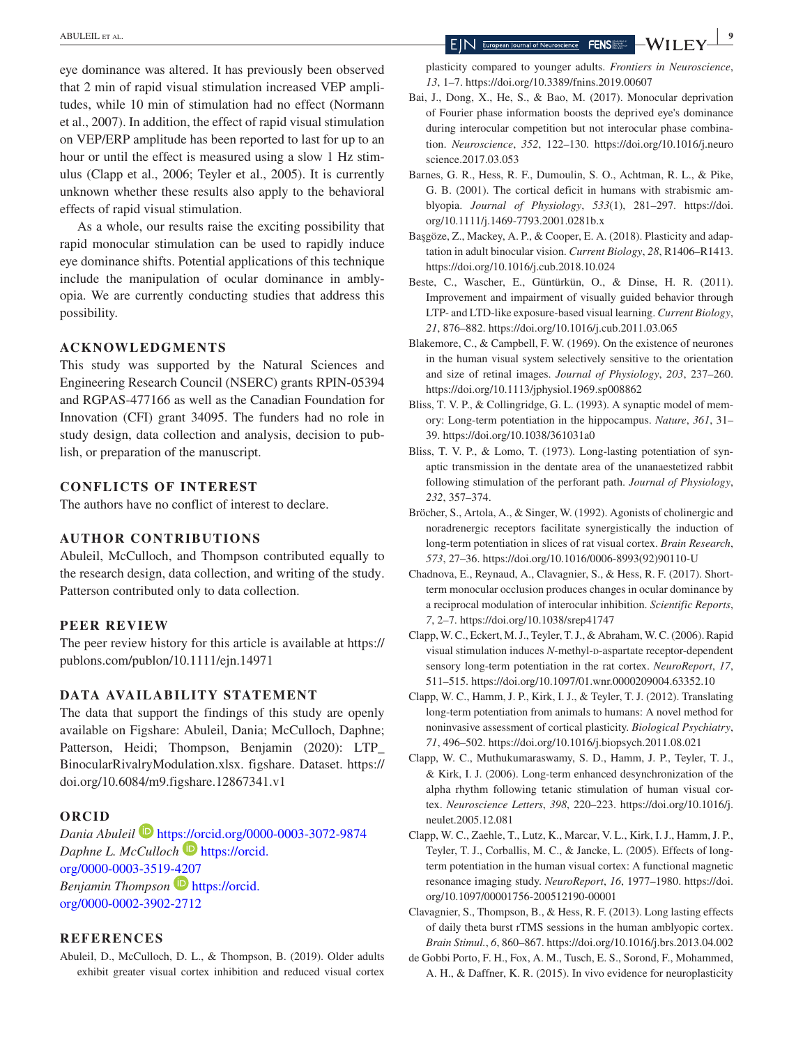eye dominance was altered. It has previously been observed that 2 min of rapid visual stimulation increased VEP amplitudes, while 10 min of stimulation had no effect (Normann et al., 2007). In addition, the effect of rapid visual stimulation on VEP/ERP amplitude has been reported to last for up to an hour or until the effect is measured using a slow 1 Hz stimulus (Clapp et al., 2006; Teyler et al., 2005). It is currently unknown whether these results also apply to the behavioral effects of rapid visual stimulation.

As a whole, our results raise the exciting possibility that rapid monocular stimulation can be used to rapidly induce eye dominance shifts. Potential applications of this technique include the manipulation of ocular dominance in amblyopia. We are currently conducting studies that address this possibility.

## ACKNOWLEDGMENTS

This study was supported by the Natural Sciences and Engineering Research Council (NSERC) grants RPIN-05394 and RGPAS-477166 as well as the Canadian Foundation for Innovation (CFI) grant 34095. The funders had no role in study design, data collection and analysis, decision to publish, or preparation of the manuscript.

## CONFLICTS OF INTEREST

The authors have no conflict of interest to declare.

## AUTHOR CONTRIBUTIONS

Abuleil, McCulloch, and Thompson contributed equally to the research design, data collection, and writing of the study. Patterson contributed only to data collection.

## PEER REVIEW

The peer review history for this article is available at https://publons.com/publon/10.1111/ejn.14971

## DATA AVAILABILITY STATEMENT

The data that support the findings of this study are openly available on Figshare: Abuleil, Dania; McCulloch, Daphne; Patterson, Heidi; Thompson, Benjamin (2020): LTP_BinocularRivalryModulation.xlsx. figshare. Dataset. https://doi.org/10.6084/m9.figshare.12867341.v1

## ORCID

*Dania Abuleil* https://orcid.org/0000-0003-3072-9874
*Daphne L. McCulloch* https://orcid.org/0000-0003-3519-4207
*Benjamin Thompson* https://orcid.org/0000-0002-3902-2712

## REFERENCES

Abuleil, D., McCulloch, D. L., & Thompson, B. (2019). Older adults exhibit greater visual cortex inhibition and reduced visual cortex plasticity compared to younger adults. *Frontiers in Neuroscience*, *13*, 1–7. https://doi.org/10.3389/fnins.2019.00607

Bai, J., Dong, X., He, S., & Bao, M. (2017). Monocular deprivation of Fourier phase information boosts the deprived eye's dominance during interocular competition but not interocular phase combination. *Neuroscience*, *352*, 122–130. https://doi.org/10.1016/j.neuroscience.2017.03.053

Barnes, G. R., Hess, R. F., Dumoulin, S. O., Achtman, R. L., & Pike, G. B. (2001). The cortical deficit in humans with strabismic amblyopia. *Journal of Physiology*, *533*(1), 281–297. https://doi.org/10.1111/j.1469-7793.2001.0281b.x

Başgöze, Z., Mackey, A. P., & Cooper, E. A. (2018). Plasticity and adaptation in adult binocular vision. *Current Biology*, *28*, R1406–R1413. https://doi.org/10.1016/j.cub.2018.10.024

Beste, C., Wascher, E., Güntürkün, O., & Dinse, H. R. (2011). Improvement and impairment of visually guided behavior through LTP- and LTD-like exposure-based visual learning. *Current Biology*, *21*, 876–882. https://doi.org/10.1016/j.cub.2011.03.065

Blakemore, C., & Campbell, F. W. (1969). On the existence of neurones in the human visual system selectively sensitive to the orientation and size of retinal images. *Journal of Physiology*, *203*, 237–260. https://doi.org/10.1113/jphysiol.1969.sp008862

Bliss, T. V. P., & Collingridge, G. L. (1993). A synaptic model of memory: Long-term potentiation in the hippocampus. *Nature*, *361*, 31–39. https://doi.org/10.1038/361031a0

Bliss, T. V. P., & Lomo, T. (1973). Long-lasting potentiation of synaptic transmission in the dentate area of the unanaestetized rabbit following stimulation of the perforant path. *Journal of Physiology*, *232*, 357–374.

Bröcher, S., Artola, A., & Singer, W. (1992). Agonists of cholinergic and noradrenergic receptors facilitate synergistically the induction of long-term potentiation in slices of rat visual cortex. *Brain Research*, *573*, 27–36. https://doi.org/10.1016/0006-8993(92)90110-U

Chadnova, E., Reynaud, A., Clavagnier, S., & Hess, R. F. (2017). Short-term monocular occlusion produces changes in ocular dominance by a reciprocal modulation of interocular inhibition. *Scientific Reports*, *7*, 2–7. https://doi.org/10.1038/srep41747

Clapp, W. C., Eckert, M. J., Teyler, T. J., & Abraham, W. C. (2006). Rapid visual stimulation induces *N*-methyl-D-aspartate receptor-dependent sensory long-term potentiation in the rat cortex. *NeuroReport*, *17*, 511–515. https://doi.org/10.1097/01.wnr.0000209004.63352.10

Clapp, W. C., Hamm, J. P., Kirk, I. J., & Teyler, T. J. (2012). Translating long-term potentiation from animals to humans: A novel method for noninvasive assessment of cortical plasticity. *Biological Psychiatry*, *71*, 496–502. https://doi.org/10.1016/j.biopsych.2011.08.021

Clapp, W. C., Muthukumaraswamy, S. D., Hamm, J. P., Teyler, T. J., & Kirk, I. J. (2006). Long-term enhanced desynchronization of the alpha rhythm following tetanic stimulation of human visual cortex. *Neuroscience Letters*, *398*, 220–223. https://doi.org/10.1016/j.neulet.2005.12.081

Clapp, W. C., Zaehle, T., Lutz, K., Marcar, V. L., Kirk, I. J., Hamm, J. P., Teyler, T. J., Corballis, M. C., & Jancke, L. (2005). Effects of long-term potentiation in the human visual cortex: A functional magnetic resonance imaging study. *NeuroReport*, *16*, 1977–1980. https://doi.org/10.1097/00001756-200512190-00001

Clavagnier, S., Thompson, B., & Hess, R. F. (2013). Long lasting effects of daily theta burst rTMS sessions in the human amblyopic cortex. *Brain Stimul.*, *6*, 860–867. https://doi.org/10.1016/j.brs.2013.04.002

de Gobbi Porto, F. H., Fox, A. M., Tusch, E. S., Sorond, F., Mohammed, A. H., & Daffner, K. R. (2015). In vivo evidence for neuroplasticity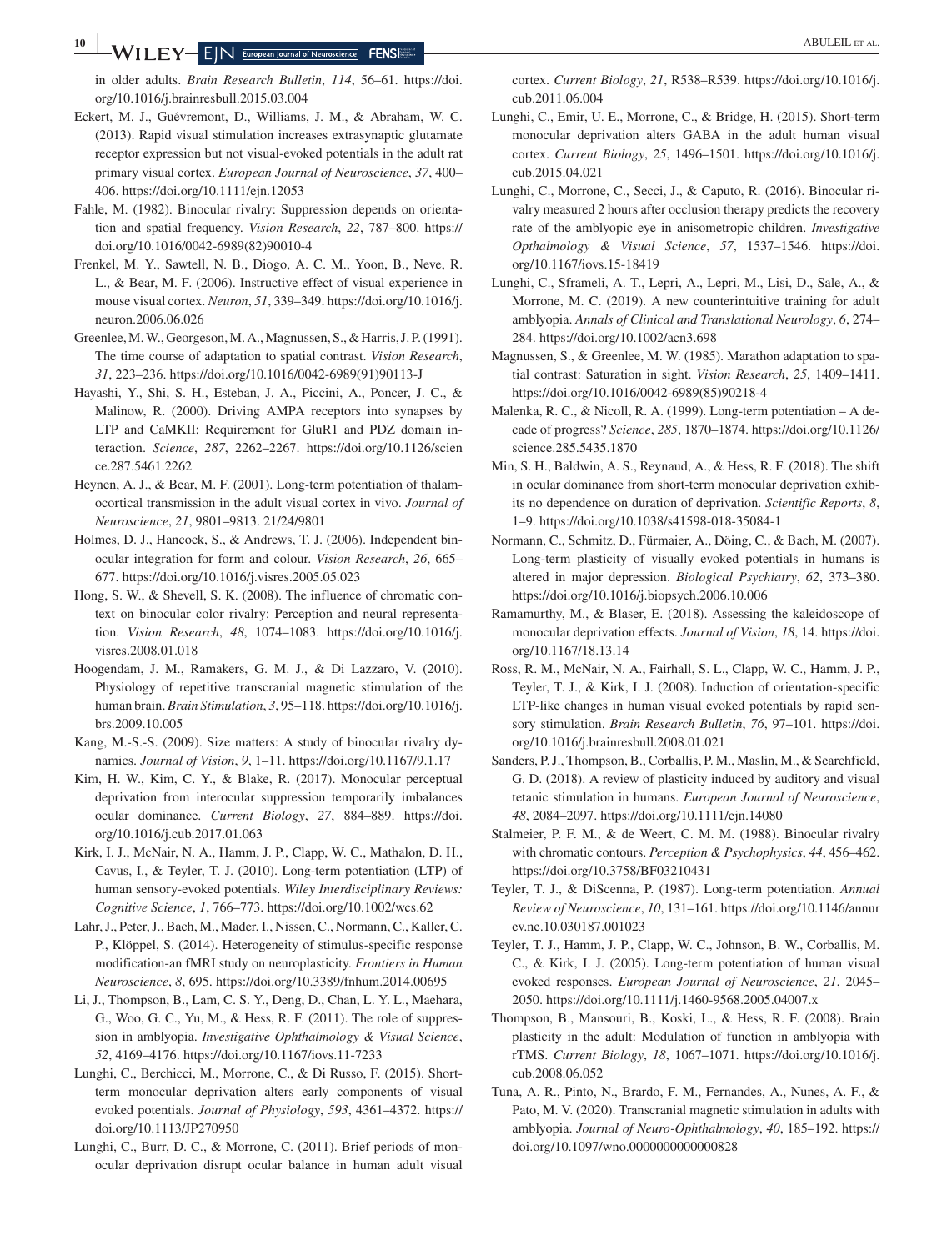in older adults. *Brain Research Bulletin*, *114*, 56–61. https://doi.org/10.1016/j.brainresbull.2015.03.004

Eckert, M. J., Guévremont, D., Williams, J. M., & Abraham, W. C. (2013). Rapid visual stimulation increases extrasynaptic glutamate receptor expression but not visual-evoked potentials in the adult rat primary visual cortex. *European Journal of Neuroscience*, *37*, 400–406. https://doi.org/10.1111/ejn.12053

Fahle, M. (1982). Binocular rivalry: Suppression depends on orientation and spatial frequency. *Vision Research*, *22*, 787–800. https://doi.org/10.1016/0042-6989(82)90010-4

Frenkel, M. Y., Sawtell, N. B., Diogo, A. C. M., Yoon, B., Neve, R. L., & Bear, M. F. (2006). Instructive effect of visual experience in mouse visual cortex. *Neuron*, *51*, 339–349. https://doi.org/10.1016/j.neuron.2006.06.026

Greenlee, M. W., Georgeson, M. A., Magnussen, S., & Harris, J. P. (1991). The time course of adaptation to spatial contrast. *Vision Research*, *31*, 223–236. https://doi.org/10.1016/0042-6989(91)90113-J

Hayashi, Y., Shi, S. H., Esteban, J. A., Piccini, A., Poncer, J. C., & Malinow, R. (2000). Driving AMPA receptors into synapses by LTP and CaMKII: Requirement for GluR1 and PDZ domain interaction. *Science*, *287*, 2262–2267. https://doi.org/10.1126/science.287.5461.2262

Heynen, A. J., & Bear, M. F. (2001). Long-term potentiation of thalamocortical transmission in the adult visual cortex in vivo. *Journal of Neuroscience*, *21*, 9801–9813. 21/24/9801

Holmes, D. J., Hancock, S., & Andrews, T. J. (2006). Independent binocular integration for form and colour. *Vision Research*, *26*, 665–677. https://doi.org/10.1016/j.visres.2005.05.023

Hong, S. W., & Shevell, S. K. (2008). The influence of chromatic context on binocular color rivalry: Perception and neural representation. *Vision Research*, *48*, 1074–1083. https://doi.org/10.1016/j.visres.2008.01.018

Hoogendam, J. M., Ramakers, G. M. J., & Di Lazzaro, V. (2010). Physiology of repetitive transcranial magnetic stimulation of the human brain. *Brain Stimulation*, *3*, 95–118. https://doi.org/10.1016/j.brs.2009.10.005

Kang, M.-S.-S. (2009). Size matters: A study of binocular rivalry dynamics. *Journal of Vision*, *9*, 1–11. https://doi.org/10.1167/9.1.17

Kim, H. W., Kim, C. Y., & Blake, R. (2017). Monocular perceptual deprivation from interocular suppression temporarily imbalances ocular dominance. *Current Biology*, *27*, 884–889. https://doi.org/10.1016/j.cub.2017.01.063

Kirk, I. J., McNair, N. A., Hamm, J. P., Clapp, W. C., Mathalon, D. H., Cavus, I., & Teyler, T. J. (2010). Long-term potentiation (LTP) of human sensory-evoked potentials. *Wiley Interdisciplinary Reviews: Cognitive Science*, *1*, 766–773. https://doi.org/10.1002/wcs.62

Lahr, J., Peter, J., Bach, M., Mader, I., Nissen, C., Normann, C., Kaller, C. P., Klöppel, S. (2014). Heterogeneity of stimulus-specific response modification-an fMRI study on neuroplasticity. *Frontiers in Human Neuroscience*, *8*, 695. https://doi.org/10.3389/fnhum.2014.00695

Li, J., Thompson, B., Lam, C. S. Y., Deng, D., Chan, L. Y. L., Maehara, G., Woo, G. C., Yu, M., & Hess, R. F. (2011). The role of suppression in amblyopia. *Investigative Ophthalmology & Visual Science*, *52*, 4169–4176. https://doi.org/10.1167/iovs.11-7233

Lunghi, C., Berchicci, M., Morrone, C., & Di Russo, F. (2015). Short-term monocular deprivation alters early components of visual evoked potentials. *Journal of Physiology*, *593*, 4361–4372. https://doi.org/10.1113/JP270950

Lunghi, C., Burr, D. C., & Morrone, C. (2011). Brief periods of monocular deprivation disrupt ocular balance in human adult visual cortex. *Current Biology*, *21*, R538–R539. https://doi.org/10.1016/j.cub.2011.06.004

Lunghi, C., Emir, U. E., Morrone, C., & Bridge, H. (2015). Short-term monocular deprivation alters GABA in the adult human visual cortex. *Current Biology*, *25*, 1496–1501. https://doi.org/10.1016/j.cub.2015.04.021

Lunghi, C., Morrone, C., Secci, J., & Caputo, R. (2016). Binocular rivalry measured 2 hours after occlusion therapy predicts the recovery rate of the amblyopic eye in anisometropic children. *Investigative Opthalmology & Visual Science*, *57*, 1537–1546. https://doi.org/10.1167/iovs.15-18419

Lunghi, C., Sframeli, A. T., Lepri, A., Lepri, M., Lisi, D., Sale, A., & Morrone, M. C. (2019). A new counterintuitive training for adult amblyopia. *Annals of Clinical and Translational Neurology*, *6*, 274–284. https://doi.org/10.1002/acn3.698

Magnussen, S., & Greenlee, M. W. (1985). Marathon adaptation to spatial contrast: Saturation in sight. *Vision Research*, *25*, 1409–1411. https://doi.org/10.1016/0042-6989(85)90218-4

Malenka, R. C., & Nicoll, R. A. (1999). Long-term potentiation – A decade of progress? *Science*, *285*, 1870–1874. https://doi.org/10.1126/science.285.5435.1870

Min, S. H., Baldwin, A. S., Reynaud, A., & Hess, R. F. (2018). The shift in ocular dominance from short-term monocular deprivation exhibits no dependence on duration of deprivation. *Scientific Reports*, *8*, 1–9. https://doi.org/10.1038/s41598-018-35084-1

Normann, C., Schmitz, D., Fürmaier, A., Döing, C., & Bach, M. (2007). Long-term plasticity of visually evoked potentials in humans is altered in major depression. *Biological Psychiatry*, *62*, 373–380. https://doi.org/10.1016/j.biopsych.2006.10.006

Ramamurthy, M., & Blaser, E. (2018). Assessing the kaleidoscope of monocular deprivation effects. *Journal of Vision*, *18*, 14. https://doi.org/10.1167/18.13.14

Ross, R. M., McNair, N. A., Fairhall, S. L., Clapp, W. C., Hamm, J. P., Teyler, T. J., & Kirk, I. J. (2008). Induction of orientation-specific LTP-like changes in human visual evoked potentials by rapid sensory stimulation. *Brain Research Bulletin*, *76*, 97–101. https://doi.org/10.1016/j.brainresbull.2008.01.021

Sanders, P. J., Thompson, B., Corballis, P. M., Maslin, M., & Searchfield, G. D. (2018). A review of plasticity induced by auditory and visual tetanic stimulation in humans. *European Journal of Neuroscience*, *48*, 2084–2097. https://doi.org/10.1111/ejn.14080

Stalmeier, P. F. M., & de Weert, C. M. M. (1988). Binocular rivalry with chromatic contours. *Perception & Psychophysics*, *44*, 456–462. https://doi.org/10.3758/BF03210431

Teyler, T. J., & DiScenna, P. (1987). Long-term potentiation. *Annual Review of Neuroscience*, *10*, 131–161. https://doi.org/10.1146/annurev.ne.10.030187.001023

Teyler, T. J., Hamm, J. P., Clapp, W. C., Johnson, B. W., Corballis, M. C., & Kirk, I. J. (2005). Long-term potentiation of human visual evoked responses. *European Journal of Neuroscience*, *21*, 2045–2050. https://doi.org/10.1111/j.1460-9568.2005.04007.x

Thompson, B., Mansouri, B., Koski, L., & Hess, R. F. (2008). Brain plasticity in the adult: Modulation of function in amblyopia with rTMS. *Current Biology*, *18*, 1067–1071. https://doi.org/10.1016/j.cub.2008.06.052

Tuna, A. R., Pinto, N., Brardo, F. M., Fernandes, A., Nunes, A. F., & Pato, M. V. (2020). Transcranial magnetic stimulation in adults with amblyopia. *Journal of Neuro-Ophthalmology*, *40*, 185–192. https://doi.org/10.1097/wno.0000000000000828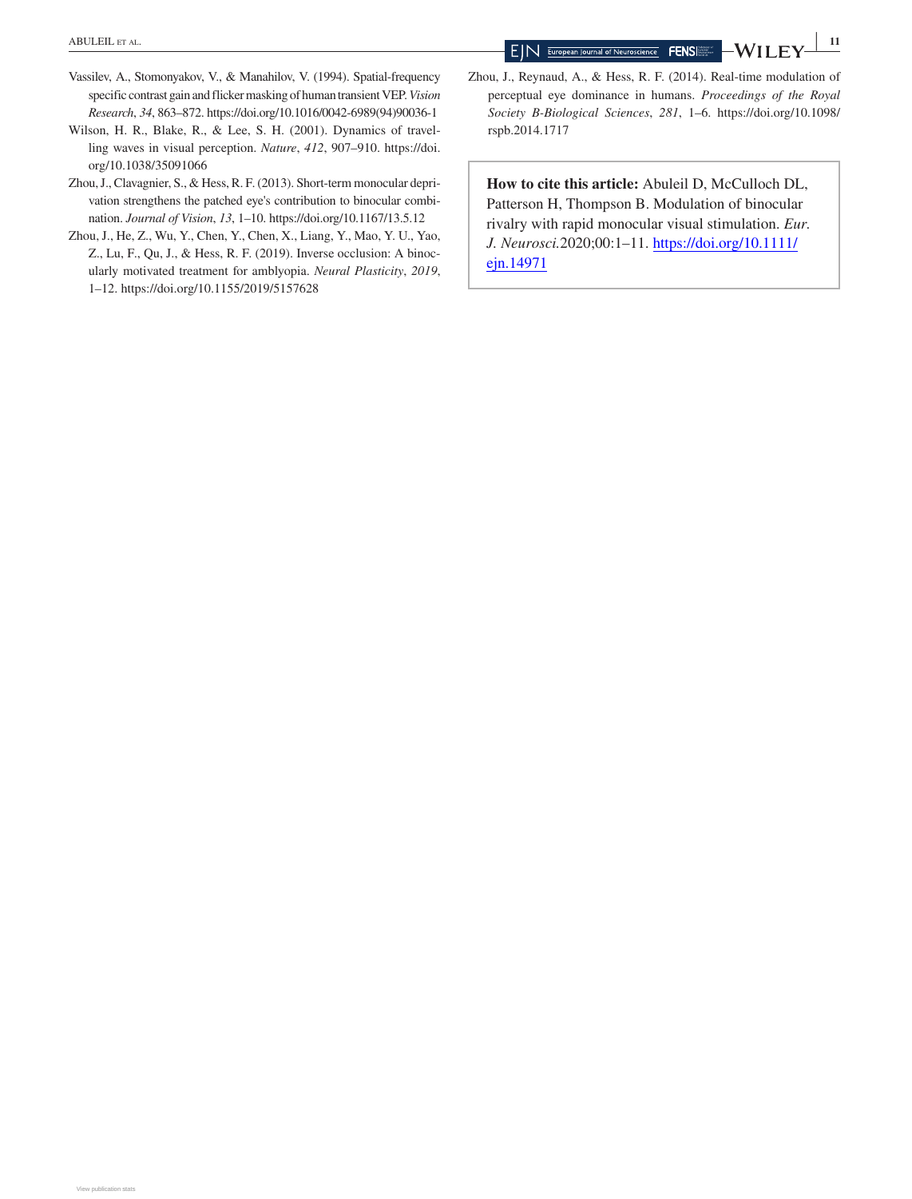Vassilev, A., Stomonyakov, V., & Manahilov, V. (1994). Spatial-frequency specific contrast gain and flicker masking of human transient VEP. *Vision Research*, *34*, 863–872. https://doi.org/10.1016/0042-6989(94)90036-1

Wilson, H. R., Blake, R., & Lee, S. H. (2001). Dynamics of travelling waves in visual perception. *Nature*, *412*, 907–910. https://doi.org/10.1038/35091066

Zhou, J., Clavagnier, S., & Hess, R. F. (2013). Short-term monocular deprivation strengthens the patched eye's contribution to binocular combination. *Journal of Vision*, *13*, 1–10. https://doi.org/10.1167/13.5.12

Zhou, J., He, Z., Wu, Y., Chen, Y., Chen, X., Liang, Y., Mao, Y. U., Yao, Z., Lu, F., Qu, J., & Hess, R. F. (2019). Inverse occlusion: A binocularly motivated treatment for amblyopia. *Neural Plasticity*, *2019*, 1–12. https://doi.org/10.1155/2019/5157628

Zhou, J., Reynaud, A., & Hess, R. F. (2014). Real-time modulation of perceptual eye dominance in humans. *Proceedings of the Royal Society B-Biological Sciences*, *281*, 1–6. https://doi.org/10.1098/rspb.2014.1717

**How to cite this article:** Abuleil D, McCulloch DL, Patterson H, Thompson B. Modulation of binocular rivalry with rapid monocular visual stimulation. *Eur. J. Neurosci.*2020;00:1–11. https://doi.org/10.1111/ejn.14971